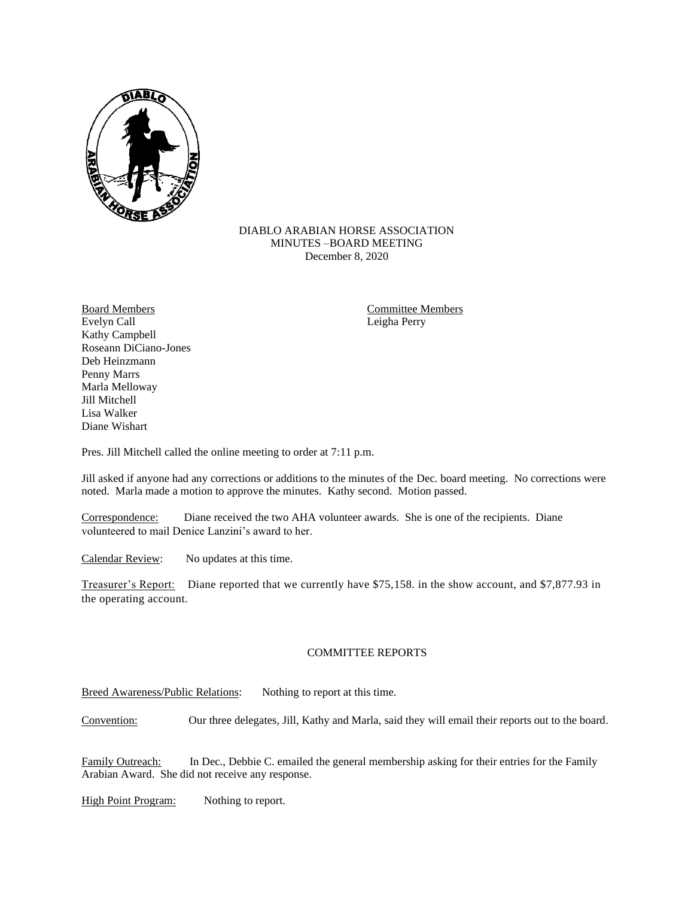DIABLO ARABIAN HORSE ASSOCIATION
MINUTES –BOARD MEETING
December 8, 2020

**Board Members**
Evelyn Call
Kathy Campbell
Roseann DiCiano-Jones
Deb Heinzmann
Penny Marrs
Marla Melloway
Jill Mitchell
Lisa Walker
Diane Wishart

**Committee Members**
Leigha Perry

Pres. Jill Mitchell called the online meeting to order at 7:11 p.m.

Jill asked if anyone had any corrections or additions to the minutes of the Dec. board meeting. No corrections were noted. Marla made a motion to approve the minutes. Kathy second. Motion passed.

Correspondence: Diane received the two AHA volunteer awards. She is one of the recipients. Diane volunteered to mail Denice Lanzini's award to her.

Calendar Review: No updates at this time.

Treasurer's Report: Diane reported that we currently have $75,158. in the show account, and $7,877.93 in the operating account.

## COMMITTEE REPORTS

Breed Awareness/Public Relations: Nothing to report at this time.

Convention: Our three delegates, Jill, Kathy and Marla, said they will email their reports out to the board.

Family Outreach: In Dec., Debbie C. emailed the general membership asking for their entries for the Family Arabian Award. She did not receive any response.

High Point Program: Nothing to report.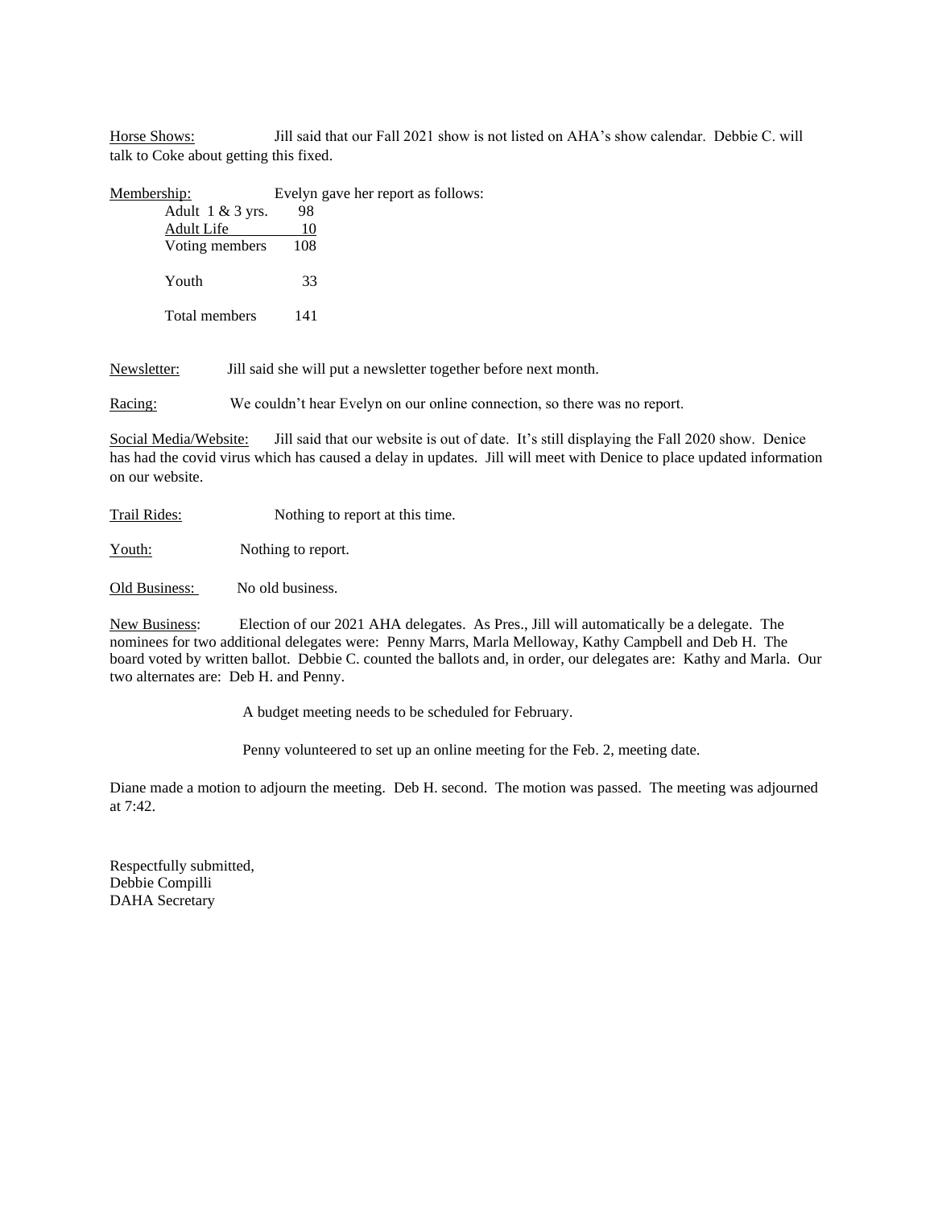Horse Shows: Jill said that our Fall 2021 show is not listed on AHA's show calendar. Debbie C. will talk to Coke about getting this fixed.

Membership: Evelyn gave her report as follows:

| | |
|---|---|
| Adult 1 & 3 yrs. | 98 |
| Adult Life | 10 |
| Voting members | 108 |
| Youth | 33 |
| Total members | 141 |

Newsletter: Jill said she will put a newsletter together before next month.

Racing: We couldn't hear Evelyn on our online connection, so there was no report.

Social Media/Website: Jill said that our website is out of date. It's still displaying the Fall 2020 show. Denice has had the covid virus which has caused a delay in updates. Jill will meet with Denice to place updated information on our website.

Trail Rides: Nothing to report at this time.

Youth: Nothing to report.

Old Business: No old business.

New Business: Election of our 2021 AHA delegates. As Pres., Jill will automatically be a delegate. The nominees for two additional delegates were: Penny Marrs, Marla Melloway, Kathy Campbell and Deb H. The board voted by written ballot. Debbie C. counted the ballots and, in order, our delegates are: Kathy and Marla. Our two alternates are: Deb H. and Penny.

A budget meeting needs to be scheduled for February.

Penny volunteered to set up an online meeting for the Feb. 2, meeting date.

Diane made a motion to adjourn the meeting. Deb H. second. The motion was passed. The meeting was adjourned at 7:42.

Respectfully submitted,
Debbie Compilli
DAHA Secretary